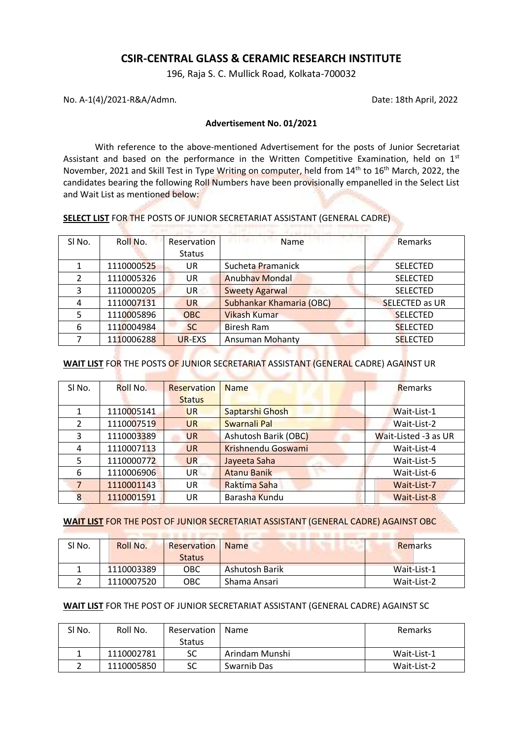# CSIR-CENTRAL GLASS & CERAMIC RESEARCH INSTITUTE

196, Raja S. C. Mullick Road, Kolkata-700032

No. A-1(4)/2021-R&A/Admn. Date: 18th April, 2022

**Advertisement No. 01/2021**

With reference to the above-mentioned Advertisement for the posts of Junior Secretariat Assistant and based on the performance in the Written Competitive Examination, held on 1st November, 2021 and Skill Test in Type Writing on computer, held from 14th to 16th March, 2022, the candidates bearing the following Roll Numbers have been provisionally empanelled in the Select List and Wait List as mentioned below:

**SELECT LIST** FOR THE POSTS OF JUNIOR SECRETARIAT ASSISTANT (GENERAL CADRE)

| Sl No. | Roll No. | Reservation Status | Name | Remarks |
|---|---|---|---|---|
| 1 | 1110000525 | UR | Sucheta Pramanick | SELECTED |
| 2 | 1110005326 | UR | Anubhav Mondal | SELECTED |
| 3 | 1110000205 | UR | Sweety Agarwal | SELECTED |
| 4 | 1110007131 | UR | Subhankar Khamaria (OBC) | SELECTED as UR |
| 5 | 1110005896 | OBC | Vikash Kumar | SELECTED |
| 6 | 1110004984 | SC | Biresh Ram | SELECTED |
| 7 | 1110006288 | UR-EXS | Ansuman Mohanty | SELECTED |

**WAIT LIST** FOR THE POSTS OF JUNIOR SECRETARIAT ASSISTANT (GENERAL CADRE) AGAINST UR

| Sl No. | Roll No. | Reservation Status | Name | Remarks |
|---|---|---|---|---|
| 1 | 1110005141 | UR | Saptarshi Ghosh | Wait-List-1 |
| 2 | 1110007519 | UR | Swarnali Pal | Wait-List-2 |
| 3 | 1110003389 | UR | Ashutosh Barik (OBC) | Wait-Listed -3 as UR |
| 4 | 1110007113 | UR | Krishnendu Goswami | Wait-List-4 |
| 5 | 1110000772 | UR | Jayeeta Saha | Wait-List-5 |
| 6 | 1110006906 | UR | Atanu Banik | Wait-List-6 |
| 7 | 1110001143 | UR | Raktima Saha | Wait-List-7 |
| 8 | 1110001591 | UR | Barasha Kundu | Wait-List-8 |

**WAIT LIST** FOR THE POST OF JUNIOR SECRETARIAT ASSISTANT (GENERAL CADRE) AGAINST OBC

| Sl No. | Roll No. | Reservation Status | Name | Remarks |
|---|---|---|---|---|
| 1 | 1110003389 | OBC | Ashutosh Barik | Wait-List-1 |
| 2 | 1110007520 | OBC | Shama Ansari | Wait-List-2 |

**WAIT LIST** FOR THE POST OF JUNIOR SECRETARIAT ASSISTANT (GENERAL CADRE) AGAINST SC

| Sl No. | Roll No. | Reservation Status | Name | Remarks |
|---|---|---|---|---|
| 1 | 1110002781 | SC | Arindam Munshi | Wait-List-1 |
| 2 | 1110005850 | SC | Swarnib Das | Wait-List-2 |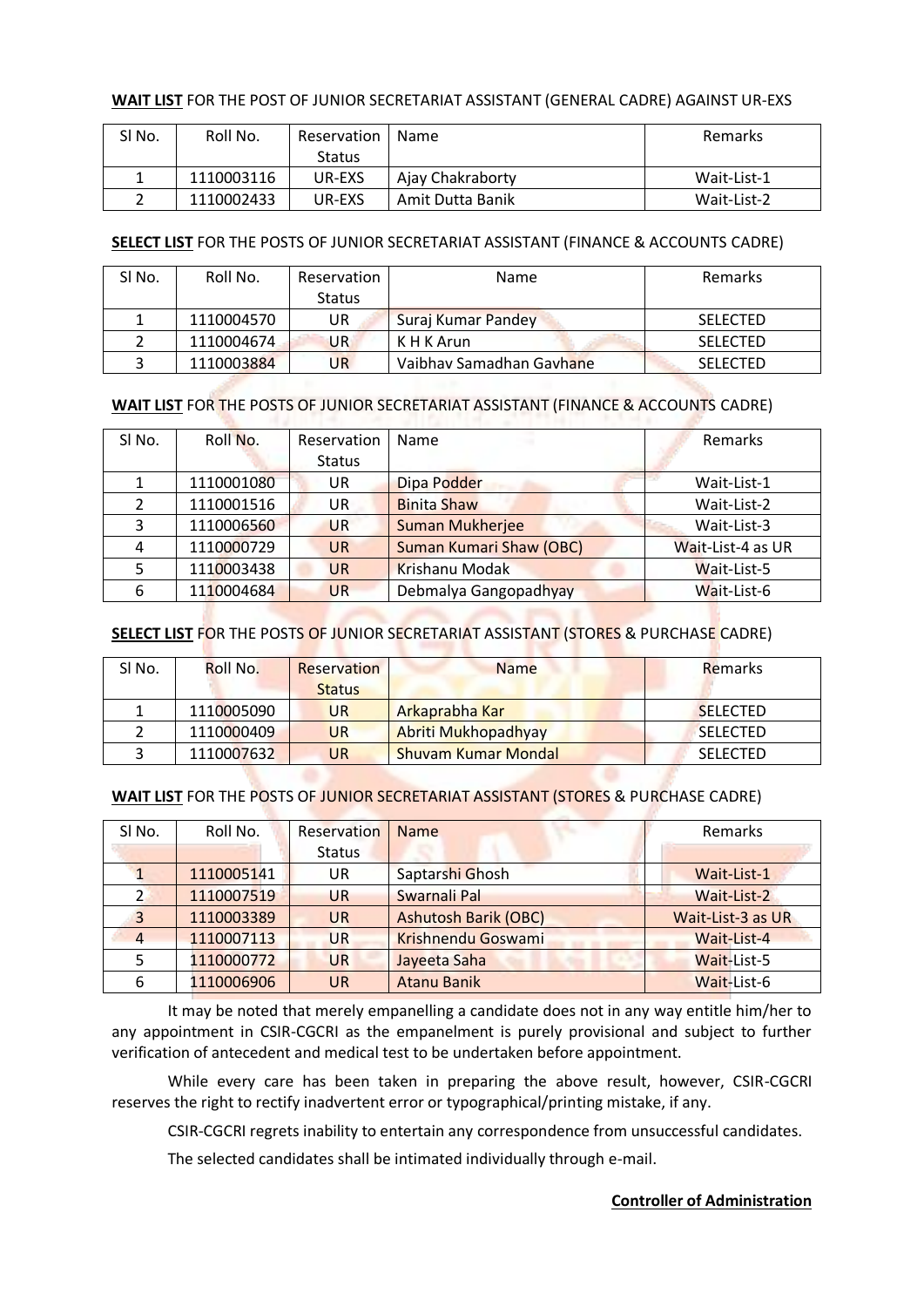**WAIT LIST** FOR THE POST OF JUNIOR SECRETARIAT ASSISTANT (GENERAL CADRE) AGAINST UR-EXS

| Sl No. | Roll No. | Reservation Status | Name | Remarks |
|---|---|---|---|---|
| 1 | 1110003116 | UR-EXS | Ajay Chakraborty | Wait-List-1 |
| 2 | 1110002433 | UR-EXS | Amit Dutta Banik | Wait-List-2 |

**SELECT LIST** FOR THE POSTS OF JUNIOR SECRETARIAT ASSISTANT (FINANCE & ACCOUNTS CADRE)

| Sl No. | Roll No. | Reservation Status | Name | Remarks |
|---|---|---|---|---|
| 1 | 1110004570 | UR | Suraj Kumar Pandey | SELECTED |
| 2 | 1110004674 | UR | K H K Arun | SELECTED |
| 3 | 1110003884 | UR | Vaibhav Samadhan Gavhane | SELECTED |

**WAIT LIST** FOR THE POSTS OF JUNIOR SECRETARIAT ASSISTANT (FINANCE & ACCOUNTS CADRE)

| Sl No. | Roll No. | Reservation Status | Name | Remarks |
|---|---|---|---|---|
| 1 | 1110001080 | UR | Dipa Podder | Wait-List-1 |
| 2 | 1110001516 | UR | Binita Shaw | Wait-List-2 |
| 3 | 1110006560 | UR | Suman Mukherjee | Wait-List-3 |
| 4 | 1110000729 | UR | Suman Kumari Shaw (OBC) | Wait-List-4 as UR |
| 5 | 1110003438 | UR | Krishanu Modak | Wait-List-5 |
| 6 | 1110004684 | UR | Debmalya Gangopadhyay | Wait-List-6 |

**SELECT LIST** FOR THE POSTS OF JUNIOR SECRETARIAT ASSISTANT (STORES & PURCHASE CADRE)

| Sl No. | Roll No. | Reservation Status | Name | Remarks |
|---|---|---|---|---|
| 1 | 1110005090 | UR | Arkaprabha Kar | SELECTED |
| 2 | 1110000409 | UR | Abriti Mukhopadhyay | SELECTED |
| 3 | 1110007632 | UR | Shuvam Kumar Mondal | SELECTED |

**WAIT LIST** FOR THE POSTS OF JUNIOR SECRETARIAT ASSISTANT (STORES & PURCHASE CADRE)

| Sl No. | Roll No. | Reservation Status | Name | Remarks |
|---|---|---|---|---|
| 1 | 1110005141 | UR | Saptarshi Ghosh | Wait-List-1 |
| 2 | 1110007519 | UR | Swarnali Pal | Wait-List-2 |
| 3 | 1110003389 | UR | Ashutosh Barik (OBC) | Wait-List-3 as UR |
| 4 | 1110007113 | UR | Krishnendu Goswami | Wait-List-4 |
| 5 | 1110000772 | UR | Jayeeta Saha | Wait-List-5 |
| 6 | 1110006906 | UR | Atanu Banik | Wait-List-6 |

It may be noted that merely empanelling a candidate does not in any way entitle him/her to any appointment in CSIR-CGCRI as the empanelment is purely provisional and subject to further verification of antecedent and medical test to be undertaken before appointment.

While every care has been taken in preparing the above result, however, CSIR-CGCRI reserves the right to rectify inadvertent error or typographical/printing mistake, if any.

CSIR-CGCRI regrets inability to entertain any correspondence from unsuccessful candidates.

The selected candidates shall be intimated individually through e-mail.

**Controller of Administration**